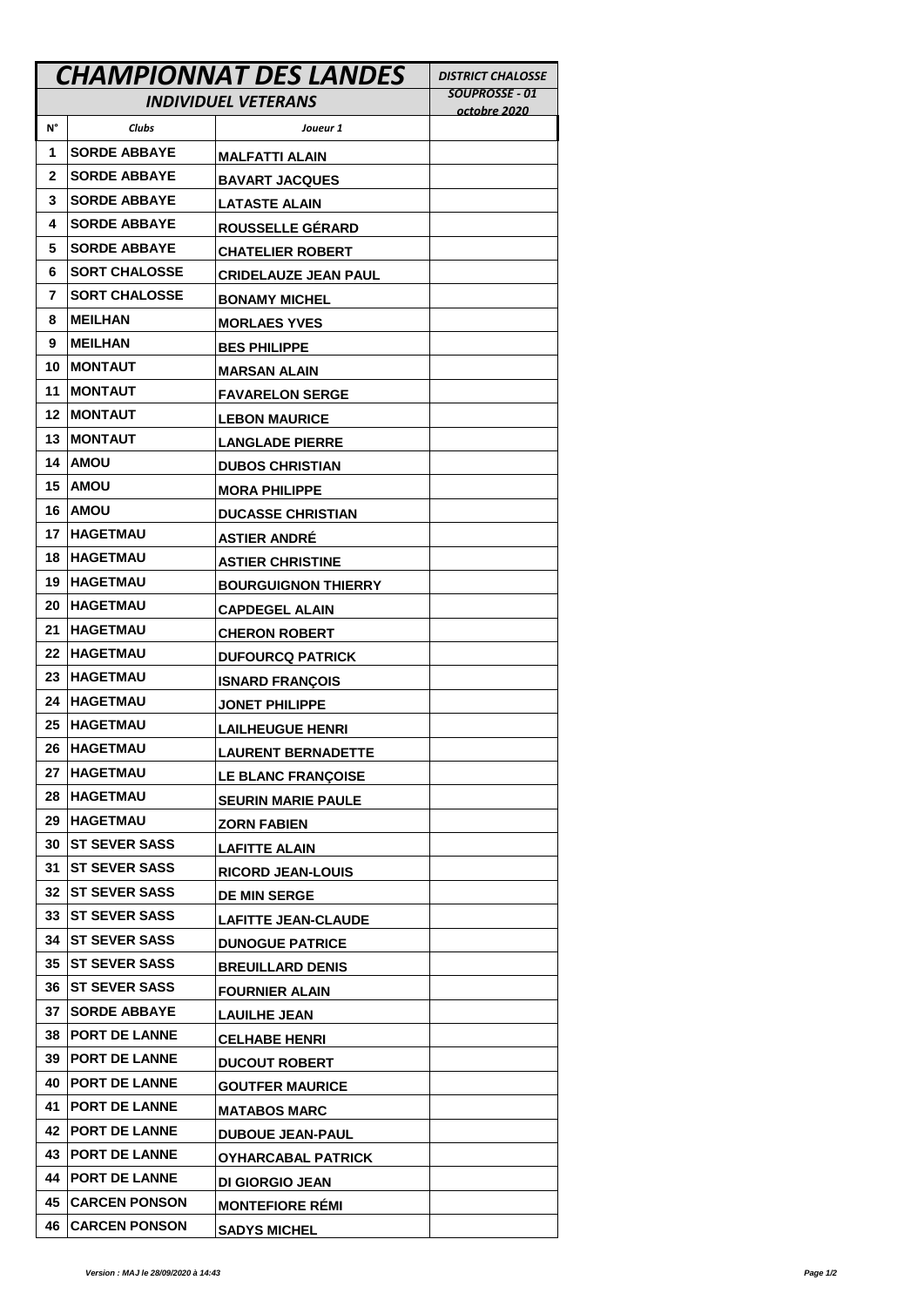| CHAMPIONNAT DES LANDES | | | DISTRICT CHALOSSE |
|---|---|---|---|
| INDIVIDUEL VETERANS | | | SOUPROSSE - 01 octobre 2020 |
| N° | Clubs | Joueur 1 | |
| 1 | SORDE ABBAYE | MALFATTI ALAIN | |
| 2 | SORDE ABBAYE | BAVART JACQUES | |
| 3 | SORDE ABBAYE | LATASTE ALAIN | |
| 4 | SORDE ABBAYE | ROUSSELLE GÉRARD | |
| 5 | SORDE ABBAYE | CHATELIER ROBERT | |
| 6 | SORT CHALOSSE | CRIDELAUZE JEAN PAUL | |
| 7 | SORT CHALOSSE | BONAMY MICHEL | |
| 8 | MEILHAN | MORLAES YVES | |
| 9 | MEILHAN | BES PHILIPPE | |
| 10 | MONTAUT | MARSAN ALAIN | |
| 11 | MONTAUT | FAVARELON SERGE | |
| 12 | MONTAUT | LEBON MAURICE | |
| 13 | MONTAUT | LANGLADE PIERRE | |
| 14 | AMOU | DUBOS CHRISTIAN | |
| 15 | AMOU | MORA PHILIPPE | |
| 16 | AMOU | DUCASSE CHRISTIAN | |
| 17 | HAGETMAU | ASTIER ANDRÉ | |
| 18 | HAGETMAU | ASTIER CHRISTINE | |
| 19 | HAGETMAU | BOURGUIGNON THIERRY | |
| 20 | HAGETMAU | CAPDEGEL ALAIN | |
| 21 | HAGETMAU | CHERON ROBERT | |
| 22 | HAGETMAU | DUFOURCQ PATRICK | |
| 23 | HAGETMAU | ISNARD FRANÇOIS | |
| 24 | HAGETMAU | JONET PHILIPPE | |
| 25 | HAGETMAU | LAILHEUGUE HENRI | |
| 26 | HAGETMAU | LAURENT BERNADETTE | |
| 27 | HAGETMAU | LE BLANC FRANÇOISE | |
| 28 | HAGETMAU | SEURIN MARIE PAULE | |
| 29 | HAGETMAU | ZORN FABIEN | |
| 30 | ST SEVER SASS | LAFITTE ALAIN | |
| 31 | ST SEVER SASS | RICORD JEAN-LOUIS | |
| 32 | ST SEVER SASS | DE MIN SERGE | |
| 33 | ST SEVER SASS | LAFITTE JEAN-CLAUDE | |
| 34 | ST SEVER SASS | DUNOGUE PATRICE | |
| 35 | ST SEVER SASS | BREUILLARD DENIS | |
| 36 | ST SEVER SASS | FOURNIER ALAIN | |
| 37 | SORDE ABBAYE | LAUILHE JEAN | |
| 38 | PORT DE LANNE | CELHABE HENRI | |
| 39 | PORT DE LANNE | DUCOUT ROBERT | |
| 40 | PORT DE LANNE | GOUTFER MAURICE | |
| 41 | PORT DE LANNE | MATABOS MARC | |
| 42 | PORT DE LANNE | DUBOUE JEAN-PAUL | |
| 43 | PORT DE LANNE | OYHARCABAL PATRICK | |
| 44 | PORT DE LANNE | DI GIORGIO JEAN | |
| 45 | CARCEN PONSON | MONTEFIORE RÉMI | |
| 46 | CARCEN PONSON | SADYS MICHEL | |

*Version : MAJ le 28/09/2020 à 14:43*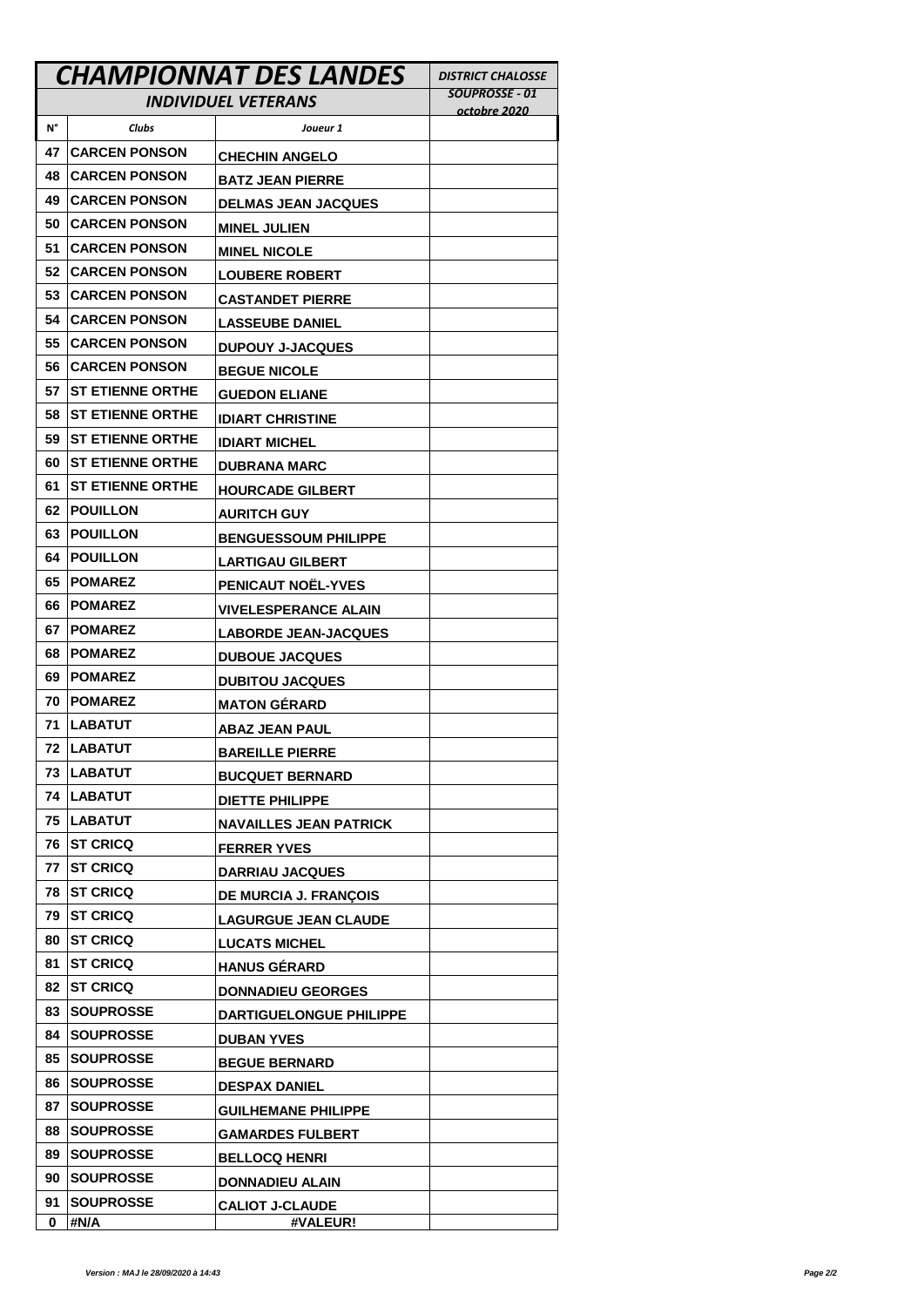# CHAMPIONNAT DES LANDES

*DISTRICT CHALOSSE*

## *INDIVIDUEL VETERANS*

*SOUPROSSE - 01 octobre 2020*

| N° | Clubs | Joueur 1 | |
|---|---|---|---|
| 47 | CARCEN PONSON | CHECHIN ANGELO | |
| 48 | CARCEN PONSON | BATZ JEAN PIERRE | |
| 49 | CARCEN PONSON | DELMAS JEAN JACQUES | |
| 50 | CARCEN PONSON | MINEL JULIEN | |
| 51 | CARCEN PONSON | MINEL NICOLE | |
| 52 | CARCEN PONSON | LOUBERE ROBERT | |
| 53 | CARCEN PONSON | CASTANDET PIERRE | |
| 54 | CARCEN PONSON | LASSEUBE DANIEL | |
| 55 | CARCEN PONSON | DUPOUY J-JACQUES | |
| 56 | CARCEN PONSON | BEGUE NICOLE | |
| 57 | ST ETIENNE ORTHE | GUEDON ELIANE | |
| 58 | ST ETIENNE ORTHE | IDIART CHRISTINE | |
| 59 | ST ETIENNE ORTHE | IDIART MICHEL | |
| 60 | ST ETIENNE ORTHE | DUBRANA MARC | |
| 61 | ST ETIENNE ORTHE | HOURCADE GILBERT | |
| 62 | POUILLON | AURITCH GUY | |
| 63 | POUILLON | BENGUESSOUM PHILIPPE | |
| 64 | POUILLON | LARTIGAU GILBERT | |
| 65 | POMAREZ | PENICAUT NOËL-YVES | |
| 66 | POMAREZ | VIVELESPERANCE ALAIN | |
| 67 | POMAREZ | LABORDE JEAN-JACQUES | |
| 68 | POMAREZ | DUBOUE JACQUES | |
| 69 | POMAREZ | DUBITOU JACQUES | |
| 70 | POMAREZ | MATON GÉRARD | |
| 71 | LABATUT | ABAZ JEAN PAUL | |
| 72 | LABATUT | BAREILLE PIERRE | |
| 73 | LABATUT | BUCQUET BERNARD | |
| 74 | LABATUT | DIETTE PHILIPPE | |
| 75 | LABATUT | NAVAILLES JEAN PATRICK | |
| 76 | ST CRICQ | FERRER YVES | |
| 77 | ST CRICQ | DARRIAU JACQUES | |
| 78 | ST CRICQ | DE MURCIA J. FRANÇOIS | |
| 79 | ST CRICQ | LAGURGUE JEAN CLAUDE | |
| 80 | ST CRICQ | LUCATS MICHEL | |
| 81 | ST CRICQ | HANUS GÉRARD | |
| 82 | ST CRICQ | DONNADIEU GEORGES | |
| 83 | SOUPROSSE | DARTIGUELONGUE PHILIPPE | |
| 84 | SOUPROSSE | DUBAN YVES | |
| 85 | SOUPROSSE | BEGUE BERNARD | |
| 86 | SOUPROSSE | DESPAX DANIEL | |
| 87 | SOUPROSSE | GUILHEMANE PHILIPPE | |
| 88 | SOUPROSSE | GAMARDES FULBERT | |
| 89 | SOUPROSSE | BELLOCQ HENRI | |
| 90 | SOUPROSSE | DONNADIEU ALAIN | |
| 91 | SOUPROSSE | CALIOT J-CLAUDE | |
| 0 | #N/A | #VALEUR! | |

*Version : MAJ le 28/09/2020 à 14:43*